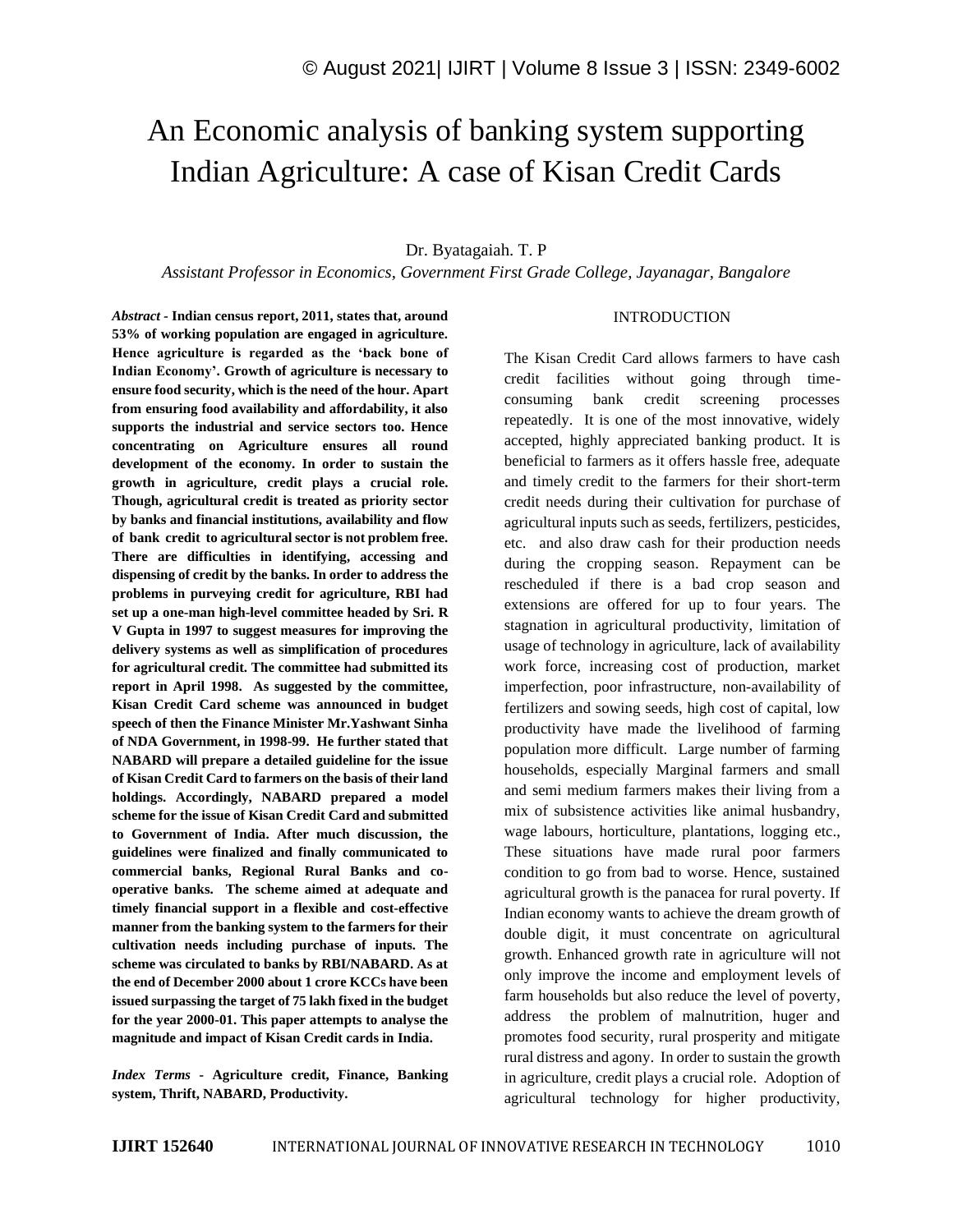# An Economic analysis of banking system supporting Indian Agriculture: A case of Kisan Credit Cards

Dr. Byatagaiah. T. P

*Assistant Professor in Economics, Government First Grade College, Jayanagar, Bangalore*

***Abstract* - Indian census report, 2011, states that, around 53% of working population are engaged in agriculture. Hence agriculture is regarded as the 'back bone of Indian Economy'. Growth of agriculture is necessary to ensure food security, which is the need of the hour. Apart from ensuring food availability and affordability, it also supports the industrial and service sectors too. Hence concentrating on Agriculture ensures all round development of the economy. In order to sustain the growth in agriculture, credit plays a crucial role. Though, agricultural credit is treated as priority sector by banks and financial institutions, availability and flow of bank credit to agricultural sector is not problem free. There are difficulties in identifying, accessing and dispensing of credit by the banks. In order to address the problems in purveying credit for agriculture, RBI had set up a one-man high-level committee headed by Sri. R V Gupta in 1997 to suggest measures for improving the delivery systems as well as simplification of procedures for agricultural credit. The committee had submitted its report in April 1998. As suggested by the committee, Kisan Credit Card scheme was announced in budget speech of then the Finance Minister Mr.Yashwant Sinha of NDA Government, in 1998-99. He further stated that NABARD will prepare a detailed guideline for the issue of Kisan Credit Card to farmers on the basis of their land holdings. Accordingly, NABARD prepared a model scheme for the issue of Kisan Credit Card and submitted to Government of India. After much discussion, the guidelines were finalized and finally communicated to commercial banks, Regional Rural Banks and co-operative banks. The scheme aimed at adequate and timely financial support in a flexible and cost-effective manner from the banking system to the farmers for their cultivation needs including purchase of inputs. The scheme was circulated to banks by RBI/NABARD. As at the end of December 2000 about 1 crore KCCs have been issued surpassing the target of 75 lakh fixed in the budget for the year 2000-01. This paper attempts to analyse the magnitude and impact of Kisan Credit cards in India.**

***Index Terms* - Agriculture credit, Finance, Banking system, Thrift, NABARD, Productivity.**

## INTRODUCTION

The Kisan Credit Card allows farmers to have cash credit facilities without going through time-consuming bank credit screening processes repeatedly. It is one of the most innovative, widely accepted, highly appreciated banking product. It is beneficial to farmers as it offers hassle free, adequate and timely credit to the farmers for their short-term credit needs during their cultivation for purchase of agricultural inputs such as seeds, fertilizers, pesticides, etc. and also draw cash for their production needs during the cropping season. Repayment can be rescheduled if there is a bad crop season and extensions are offered for up to four years. The stagnation in agricultural productivity, limitation of usage of technology in agriculture, lack of availability work force, increasing cost of production, market imperfection, poor infrastructure, non-availability of fertilizers and sowing seeds, high cost of capital, low productivity have made the livelihood of farming population more difficult. Large number of farming households, especially Marginal farmers and small and semi medium farmers makes their living from a mix of subsistence activities like animal husbandry, wage labours, horticulture, plantations, logging etc., These situations have made rural poor farmers condition to go from bad to worse. Hence, sustained agricultural growth is the panacea for rural poverty. If Indian economy wants to achieve the dream growth of double digit, it must concentrate on agricultural growth. Enhanced growth rate in agriculture will not only improve the income and employment levels of farm households but also reduce the level of poverty, address the problem of malnutrition, huger and promotes food security, rural prosperity and mitigate rural distress and agony. In order to sustain the growth in agriculture, credit plays a crucial role. Adoption of agricultural technology for higher productivity,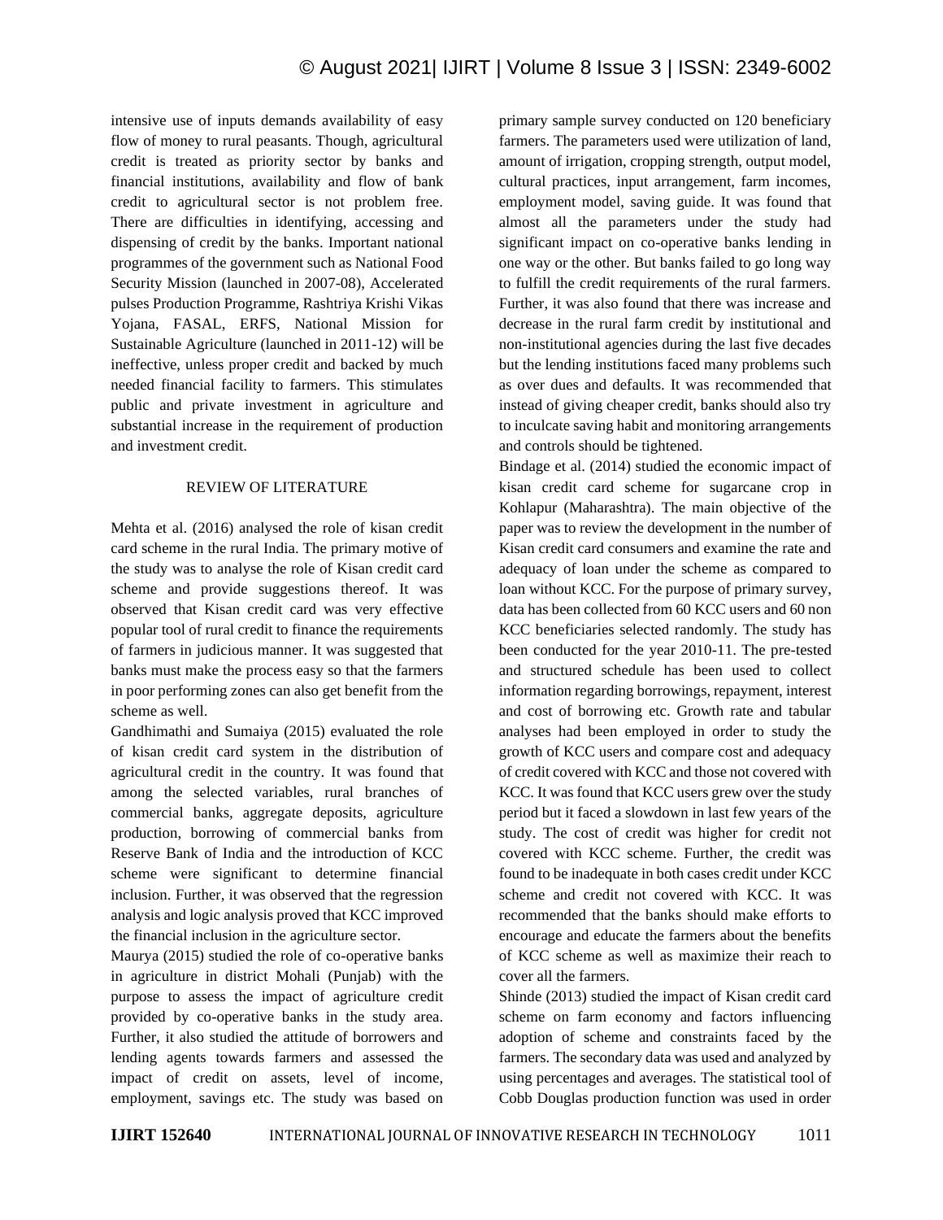intensive use of inputs demands availability of easy flow of money to rural peasants. Though, agricultural credit is treated as priority sector by banks and financial institutions, availability and flow of bank credit to agricultural sector is not problem free. There are difficulties in identifying, accessing and dispensing of credit by the banks. Important national programmes of the government such as National Food Security Mission (launched in 2007-08), Accelerated pulses Production Programme, Rashtriya Krishi Vikas Yojana, FASAL, ERFS, National Mission for Sustainable Agriculture (launched in 2011-12) will be ineffective, unless proper credit and backed by much needed financial facility to farmers. This stimulates public and private investment in agriculture and substantial increase in the requirement of production and investment credit.

## REVIEW OF LITERATURE

Mehta et al. (2016) analysed the role of kisan credit card scheme in the rural India. The primary motive of the study was to analyse the role of Kisan credit card scheme and provide suggestions thereof. It was observed that Kisan credit card was very effective popular tool of rural credit to finance the requirements of farmers in judicious manner. It was suggested that banks must make the process easy so that the farmers in poor performing zones can also get benefit from the scheme as well.

Gandhimathi and Sumaiya (2015) evaluated the role of kisan credit card system in the distribution of agricultural credit in the country. It was found that among the selected variables, rural branches of commercial banks, aggregate deposits, agriculture production, borrowing of commercial banks from Reserve Bank of India and the introduction of KCC scheme were significant to determine financial inclusion. Further, it was observed that the regression analysis and logic analysis proved that KCC improved the financial inclusion in the agriculture sector.

Maurya (2015) studied the role of co-operative banks in agriculture in district Mohali (Punjab) with the purpose to assess the impact of agriculture credit provided by co-operative banks in the study area. Further, it also studied the attitude of borrowers and lending agents towards farmers and assessed the impact of credit on assets, level of income, employment, savings etc. The study was based on primary sample survey conducted on 120 beneficiary farmers. The parameters used were utilization of land, amount of irrigation, cropping strength, output model, cultural practices, input arrangement, farm incomes, employment model, saving guide. It was found that almost all the parameters under the study had significant impact on co-operative banks lending in one way or the other. But banks failed to go long way to fulfill the credit requirements of the rural farmers. Further, it was also found that there was increase and decrease in the rural farm credit by institutional and non-institutional agencies during the last five decades but the lending institutions faced many problems such as over dues and defaults. It was recommended that instead of giving cheaper credit, banks should also try to inculcate saving habit and monitoring arrangements and controls should be tightened.

Bindage et al. (2014) studied the economic impact of kisan credit card scheme for sugarcane crop in Kohlapur (Maharashtra). The main objective of the paper was to review the development in the number of Kisan credit card consumers and examine the rate and adequacy of loan under the scheme as compared to loan without KCC. For the purpose of primary survey, data has been collected from 60 KCC users and 60 non KCC beneficiaries selected randomly. The study has been conducted for the year 2010-11. The pre-tested and structured schedule has been used to collect information regarding borrowings, repayment, interest and cost of borrowing etc. Growth rate and tabular analyses had been employed in order to study the growth of KCC users and compare cost and adequacy of credit covered with KCC and those not covered with KCC. It was found that KCC users grew over the study period but it faced a slowdown in last few years of the study. The cost of credit was higher for credit not covered with KCC scheme. Further, the credit was found to be inadequate in both cases credit under KCC scheme and credit not covered with KCC. It was recommended that the banks should make efforts to encourage and educate the farmers about the benefits of KCC scheme as well as maximize their reach to cover all the farmers.

Shinde (2013) studied the impact of Kisan credit card scheme on farm economy and factors influencing adoption of scheme and constraints faced by the farmers. The secondary data was used and analyzed by using percentages and averages. The statistical tool of Cobb Douglas production function was used in order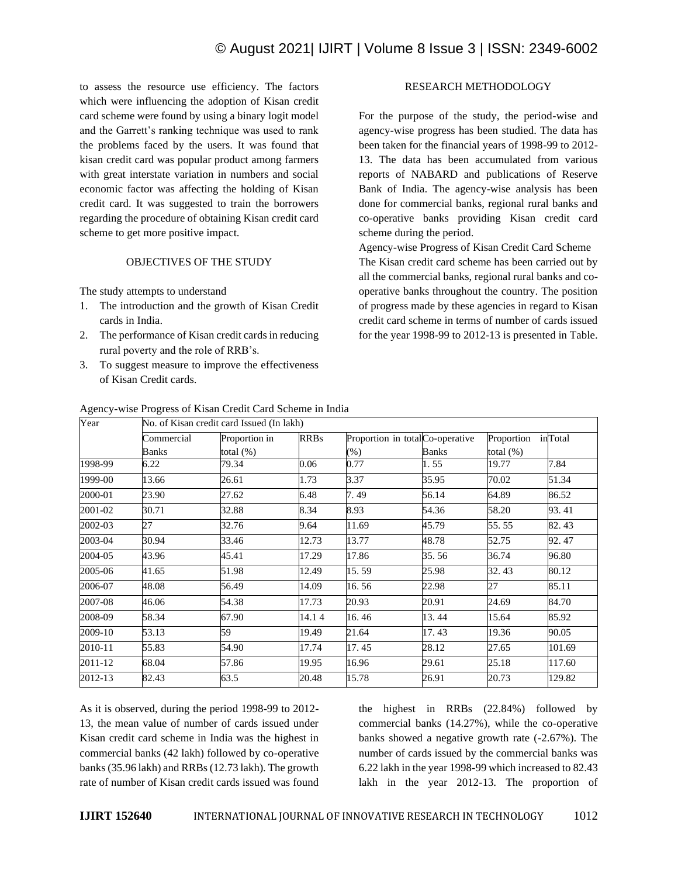to assess the resource use efficiency. The factors which were influencing the adoption of Kisan credit card scheme were found by using a binary logit model and the Garrett's ranking technique was used to rank the problems faced by the users. It was found that kisan credit card was popular product among farmers with great interstate variation in numbers and social economic factor was affecting the holding of Kisan credit card. It was suggested to train the borrowers regarding the procedure of obtaining Kisan credit card scheme to get more positive impact.

## OBJECTIVES OF THE STUDY

The study attempts to understand

1. The introduction and the growth of Kisan Credit cards in India.
2. The performance of Kisan credit cards in reducing rural poverty and the role of RRB's.
3. To suggest measure to improve the effectiveness of Kisan Credit cards.

## RESEARCH METHODOLOGY

For the purpose of the study, the period-wise and agency-wise progress has been studied. The data has been taken for the financial years of 1998-99 to 2012-13. The data has been accumulated from various reports of NABARD and publications of Reserve Bank of India. The agency-wise analysis has been done for commercial banks, regional rural banks and co-operative banks providing Kisan credit card scheme during the period.

Agency-wise Progress of Kisan Credit Card Scheme

The Kisan credit card scheme has been carried out by all the commercial banks, regional rural banks and co-operative banks throughout the country. The position of progress made by these agencies in regard to Kisan credit card scheme in terms of number of cards issued for the year 1998-99 to 2012-13 is presented in Table.

Agency-wise Progress of Kisan Credit Card Scheme in India

| Year | No. of Kisan credit card Issued (In lakh) | | | | | | |
|---|---|---|---|---|---|---|---|
| | Commercial Banks | Proportion in total (%) | RRBs | Proportion in total (%) | Co-operative Banks | Proportion in total (%) | Total |
| 1998-99 | 6.22 | 79.34 | 0.06 | 0.77 | 1. 55 | 19.77 | 7.84 |
| 1999-00 | 13.66 | 26.61 | 1.73 | 3.37 | 35.95 | 70.02 | 51.34 |
| 2000-01 | 23.90 | 27.62 | 6.48 | 7. 49 | 56.14 | 64.89 | 86.52 |
| 2001-02 | 30.71 | 32.88 | 8.34 | 8.93 | 54.36 | 58.20 | 93. 41 |
| 2002-03 | 27 | 32.76 | 9.64 | 11.69 | 45.79 | 55. 55 | 82. 43 |
| 2003-04 | 30.94 | 33.46 | 12.73 | 13.77 | 48.78 | 52.75 | 92. 47 |
| 2004-05 | 43.96 | 45.41 | 17.29 | 17.86 | 35. 56 | 36.74 | 96.80 |
| 2005-06 | 41.65 | 51.98 | 12.49 | 15. 59 | 25.98 | 32. 43 | 80.12 |
| 2006-07 | 48.08 | 56.49 | 14.09 | 16. 56 | 22.98 | 27 | 85.11 |
| 2007-08 | 46.06 | 54.38 | 17.73 | 20.93 | 20.91 | 24.69 | 84.70 |
| 2008-09 | 58.34 | 67.90 | 14.1 4 | 16. 46 | 13. 44 | 15.64 | 85.92 |
| 2009-10 | 53.13 | 59 | 19.49 | 21.64 | 17. 43 | 19.36 | 90.05 |
| 2010-11 | 55.83 | 54.90 | 17.74 | 17. 45 | 28.12 | 27.65 | 101.69 |
| 2011-12 | 68.04 | 57.86 | 19.95 | 16.96 | 29.61 | 25.18 | 117.60 |
| 2012-13 | 82.43 | 63.5 | 20.48 | 15.78 | 26.91 | 20.73 | 129.82 |

As it is observed, during the period 1998-99 to 2012-13, the mean value of number of cards issued under Kisan credit card scheme in India was the highest in commercial banks (42 lakh) followed by co-operative banks (35.96 lakh) and RRBs (12.73 lakh). The growth rate of number of Kisan credit cards issued was found the highest in RRBs (22.84%) followed by commercial banks (14.27%), while the co-operative banks showed a negative growth rate (-2.67%). The number of cards issued by the commercial banks was 6.22 lakh in the year 1998-99 which increased to 82.43 lakh in the year 2012-13. The proportion of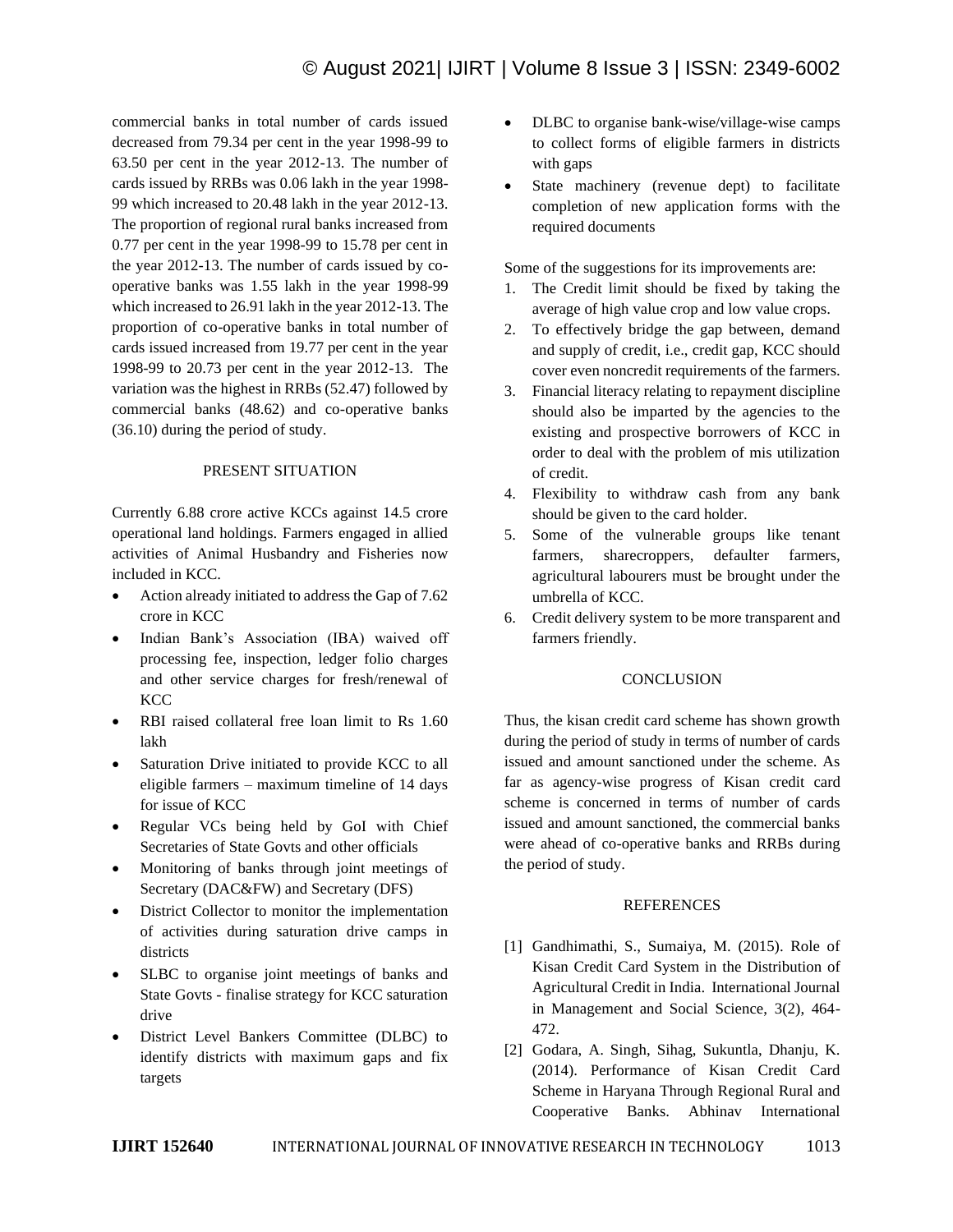commercial banks in total number of cards issued decreased from 79.34 per cent in the year 1998-99 to 63.50 per cent in the year 2012-13. The number of cards issued by RRBs was 0.06 lakh in the year 1998-99 which increased to 20.48 lakh in the year 2012-13. The proportion of regional rural banks increased from 0.77 per cent in the year 1998-99 to 15.78 per cent in the year 2012-13. The number of cards issued by co-operative banks was 1.55 lakh in the year 1998-99 which increased to 26.91 lakh in the year 2012-13. The proportion of co-operative banks in total number of cards issued increased from 19.77 per cent in the year 1998-99 to 20.73 per cent in the year 2012-13. The variation was the highest in RRBs (52.47) followed by commercial banks (48.62) and co-operative banks (36.10) during the period of study.

## PRESENT SITUATION

Currently 6.88 crore active KCCs against 14.5 crore operational land holdings. Farmers engaged in allied activities of Animal Husbandry and Fisheries now included in KCC.

- Action already initiated to address the Gap of 7.62 crore in KCC
- Indian Bank's Association (IBA) waived off processing fee, inspection, ledger folio charges and other service charges for fresh/renewal of KCC
- RBI raised collateral free loan limit to Rs 1.60 lakh
- Saturation Drive initiated to provide KCC to all eligible farmers – maximum timeline of 14 days for issue of KCC
- Regular VCs being held by GoI with Chief Secretaries of State Govts and other officials
- Monitoring of banks through joint meetings of Secretary (DAC&FW) and Secretary (DFS)
- District Collector to monitor the implementation of activities during saturation drive camps in districts
- SLBC to organise joint meetings of banks and State Govts - finalise strategy for KCC saturation drive
- District Level Bankers Committee (DLBC) to identify districts with maximum gaps and fix targets
- DLBC to organise bank-wise/village-wise camps to collect forms of eligible farmers in districts with gaps
- State machinery (revenue dept) to facilitate completion of new application forms with the required documents

Some of the suggestions for its improvements are:

1. The Credit limit should be fixed by taking the average of high value crop and low value crops.
2. To effectively bridge the gap between, demand and supply of credit, i.e., credit gap, KCC should cover even noncredit requirements of the farmers.
3. Financial literacy relating to repayment discipline should also be imparted by the agencies to the existing and prospective borrowers of KCC in order to deal with the problem of mis utilization of credit.
4. Flexibility to withdraw cash from any bank should be given to the card holder.
5. Some of the vulnerable groups like tenant farmers, sharecroppers, defaulter farmers, agricultural labourers must be brought under the umbrella of KCC.
6. Credit delivery system to be more transparent and farmers friendly.

## CONCLUSION

Thus, the kisan credit card scheme has shown growth during the period of study in terms of number of cards issued and amount sanctioned under the scheme. As far as agency-wise progress of Kisan credit card scheme is concerned in terms of number of cards issued and amount sanctioned, the commercial banks were ahead of co-operative banks and RRBs during the period of study.

## REFERENCES

[1] Gandhimathi, S., Sumaiya, M. (2015). Role of Kisan Credit Card System in the Distribution of Agricultural Credit in India. International Journal in Management and Social Science, 3(2), 464-472.

[2] Godara, A. Singh, Sihag, Sukuntla, Dhanju, K. (2014). Performance of Kisan Credit Card Scheme in Haryana Through Regional Rural and Cooperative Banks. Abhinav International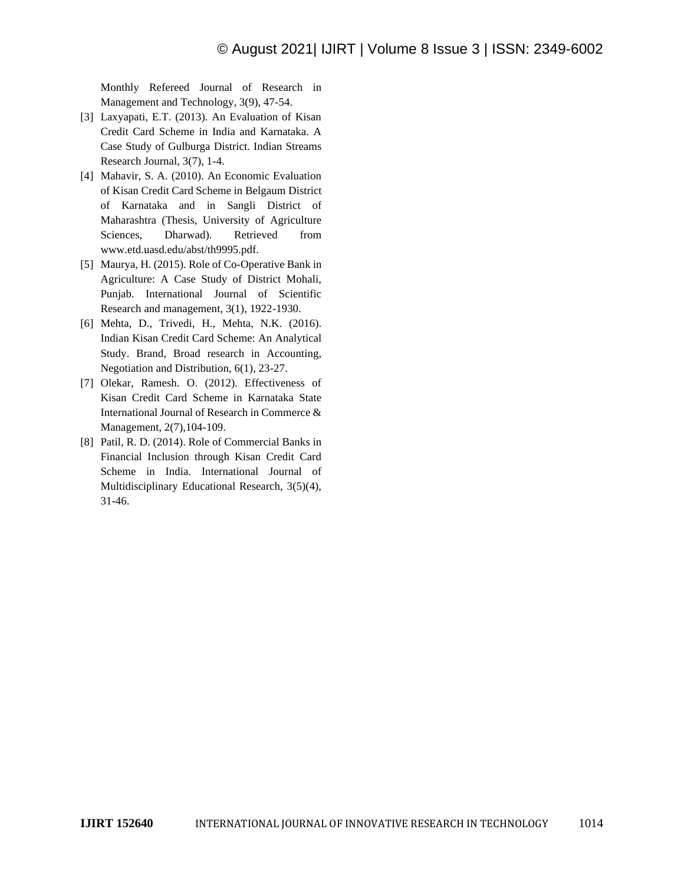Monthly Refereed Journal of Research in Management and Technology, 3(9), 47-54.

[3] Laxyapati, E.T. (2013). An Evaluation of Kisan Credit Card Scheme in India and Karnataka. A Case Study of Gulburga District. Indian Streams Research Journal, 3(7), 1-4.

[4] Mahavir, S. A. (2010). An Economic Evaluation of Kisan Credit Card Scheme in Belgaum District of Karnataka and in Sangli District of Maharashtra (Thesis, University of Agriculture Sciences, Dharwad). Retrieved from www.etd.uasd.edu/abst/th9995.pdf.

[5] Maurya, H. (2015). Role of Co-Operative Bank in Agriculture: A Case Study of District Mohali, Punjab. International Journal of Scientific Research and management, 3(1), 1922-1930.

[6] Mehta, D., Trivedi, H., Mehta, N.K. (2016). Indian Kisan Credit Card Scheme: An Analytical Study. Brand, Broad research in Accounting, Negotiation and Distribution, 6(1), 23-27.

[7] Olekar, Ramesh. O. (2012). Effectiveness of Kisan Credit Card Scheme in Karnataka State International Journal of Research in Commerce & Management, 2(7),104-109.

[8] Patil, R. D. (2014). Role of Commercial Banks in Financial Inclusion through Kisan Credit Card Scheme in India. International Journal of Multidisciplinary Educational Research, 3(5)(4), 31-46.